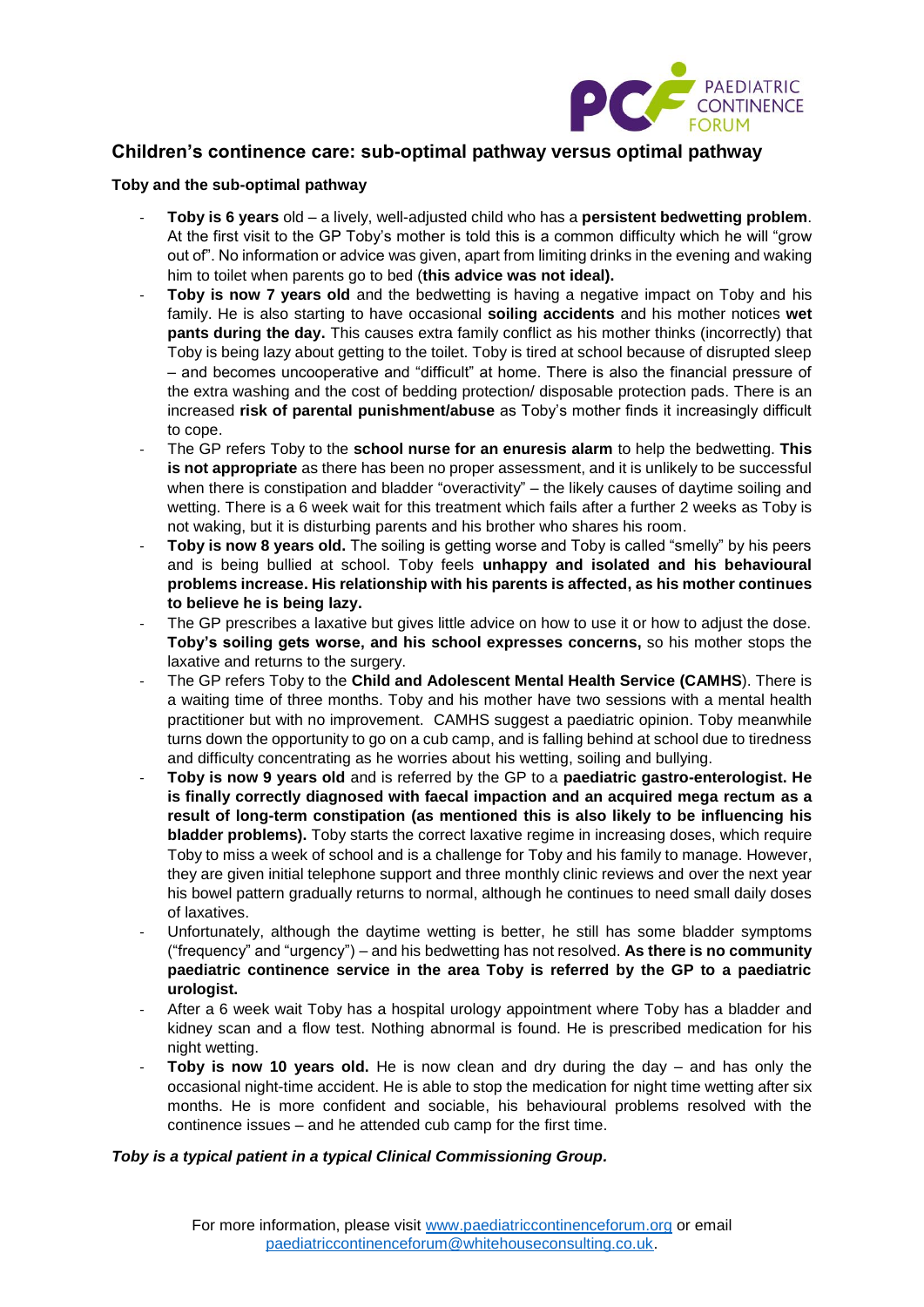# Children's continence care: sub-optimal pathway versus optimal pathway

**Toby and the sub-optimal pathway**

- **Toby is 6 years** old – a lively, well-adjusted child who has a **persistent bedwetting problem**. At the first visit to the GP Toby's mother is told this is a common difficulty which he will "grow out of". No information or advice was given, apart from limiting drinks in the evening and waking him to toilet when parents go to bed (**this advice was not ideal).**
- **Toby is now 7 years old** and the bedwetting is having a negative impact on Toby and his family. He is also starting to have occasional **soiling accidents** and his mother notices **wet pants during the day.** This causes extra family conflict as his mother thinks (incorrectly) that Toby is being lazy about getting to the toilet. Toby is tired at school because of disrupted sleep – and becomes uncooperative and "difficult" at home. There is also the financial pressure of the extra washing and the cost of bedding protection/ disposable protection pads. There is an increased **risk of parental punishment/abuse** as Toby's mother finds it increasingly difficult to cope.
- The GP refers Toby to the **school nurse for an enuresis alarm** to help the bedwetting. **This is not appropriate** as there has been no proper assessment, and it is unlikely to be successful when there is constipation and bladder "overactivity" – the likely causes of daytime soiling and wetting. There is a 6 week wait for this treatment which fails after a further 2 weeks as Toby is not waking, but it is disturbing parents and his brother who shares his room.
- **Toby is now 8 years old.** The soiling is getting worse and Toby is called "smelly" by his peers and is being bullied at school. Toby feels **unhappy and isolated and his behavioural problems increase. His relationship with his parents is affected, as his mother continues to believe he is being lazy.**
- The GP prescribes a laxative but gives little advice on how to use it or how to adjust the dose. **Toby's soiling gets worse, and his school expresses concerns,** so his mother stops the laxative and returns to the surgery.
- The GP refers Toby to the **Child and Adolescent Mental Health Service (CAMHS**). There is a waiting time of three months. Toby and his mother have two sessions with a mental health practitioner but with no improvement. CAMHS suggest a paediatric opinion. Toby meanwhile turns down the opportunity to go on a cub camp, and is falling behind at school due to tiredness and difficulty concentrating as he worries about his wetting, soiling and bullying.
- **Toby is now 9 years old** and is referred by the GP to a **paediatric gastro-enterologist. He is finally correctly diagnosed with faecal impaction and an acquired mega rectum as a result of long-term constipation (as mentioned this is also likely to be influencing his bladder problems).** Toby starts the correct laxative regime in increasing doses, which require Toby to miss a week of school and is a challenge for Toby and his family to manage. However, they are given initial telephone support and three monthly clinic reviews and over the next year his bowel pattern gradually returns to normal, although he continues to need small daily doses of laxatives.
- Unfortunately, although the daytime wetting is better, he still has some bladder symptoms ("frequency" and "urgency") – and his bedwetting has not resolved. **As there is no community paediatric continence service in the area Toby is referred by the GP to a paediatric urologist.**
- After a 6 week wait Toby has a hospital urology appointment where Toby has a bladder and kidney scan and a flow test. Nothing abnormal is found. He is prescribed medication for his night wetting.
- **Toby is now 10 years old.** He is now clean and dry during the day – and has only the occasional night-time accident. He is able to stop the medication for night time wetting after six months. He is more confident and sociable, his behavioural problems resolved with the continence issues – and he attended cub camp for the first time.

***Toby is a typical patient in a typical Clinical Commissioning Group.***

For more information, please visit www.paediatriccontinenceforum.org or email paediatriccontinenceforum@whitehouseconsulting.co.uk.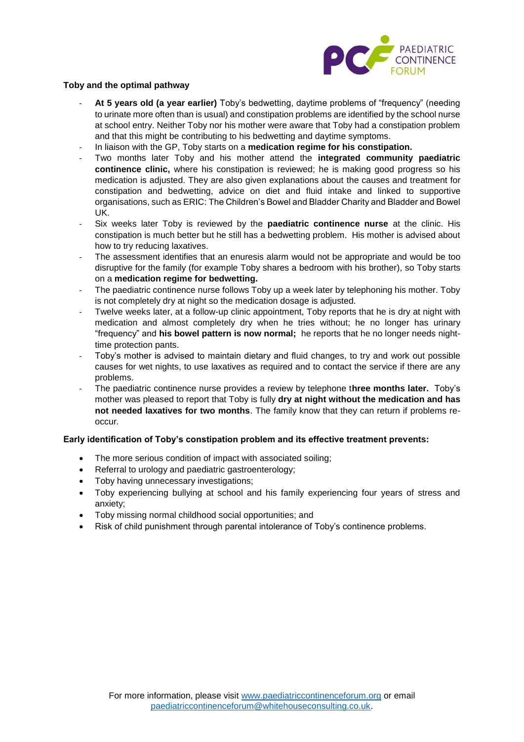**Toby and the optimal pathway**

- **At 5 years old (a year earlier)** Toby's bedwetting, daytime problems of "frequency" (needing to urinate more often than is usual) and constipation problems are identified by the school nurse at school entry. Neither Toby nor his mother were aware that Toby had a constipation problem and that this might be contributing to his bedwetting and daytime symptoms.
- In liaison with the GP, Toby starts on a **medication regime for his constipation.**
- Two months later Toby and his mother attend the **integrated community paediatric continence clinic,** where his constipation is reviewed; he is making good progress so his medication is adjusted. They are also given explanations about the causes and treatment for constipation and bedwetting, advice on diet and fluid intake and linked to supportive organisations, such as ERIC: The Children's Bowel and Bladder Charity and Bladder and Bowel UK.
- Six weeks later Toby is reviewed by the **paediatric continence nurse** at the clinic. His constipation is much better but he still has a bedwetting problem. His mother is advised about how to try reducing laxatives.
- The assessment identifies that an enuresis alarm would not be appropriate and would be too disruptive for the family (for example Toby shares a bedroom with his brother), so Toby starts on a **medication regime for bedwetting.**
- The paediatric continence nurse follows Toby up a week later by telephoning his mother. Toby is not completely dry at night so the medication dosage is adjusted.
- Twelve weeks later, at a follow-up clinic appointment, Toby reports that he is dry at night with medication and almost completely dry when he tries without; he no longer has urinary "frequency" and **his bowel pattern is now normal;** he reports that he no longer needs night-time protection pants.
- Toby's mother is advised to maintain dietary and fluid changes, to try and work out possible causes for wet nights, to use laxatives as required and to contact the service if there are any problems.
- The paediatric continence nurse provides a review by telephone t**hree months later.** Toby's mother was pleased to report that Toby is fully **dry at night without the medication and has not needed laxatives for two months**. The family know that they can return if problems re-occur.

**Early identification of Toby's constipation problem and its effective treatment prevents:**

- The more serious condition of impact with associated soiling;
- Referral to urology and paediatric gastroenterology;
- Toby having unnecessary investigations;
- Toby experiencing bullying at school and his family experiencing four years of stress and anxiety;
- Toby missing normal childhood social opportunities; and
- Risk of child punishment through parental intolerance of Toby's continence problems.

For more information, please visit www.paediatriccontinenceforum.org or email paediatriccontinenceforum@whitehouseconsulting.co.uk.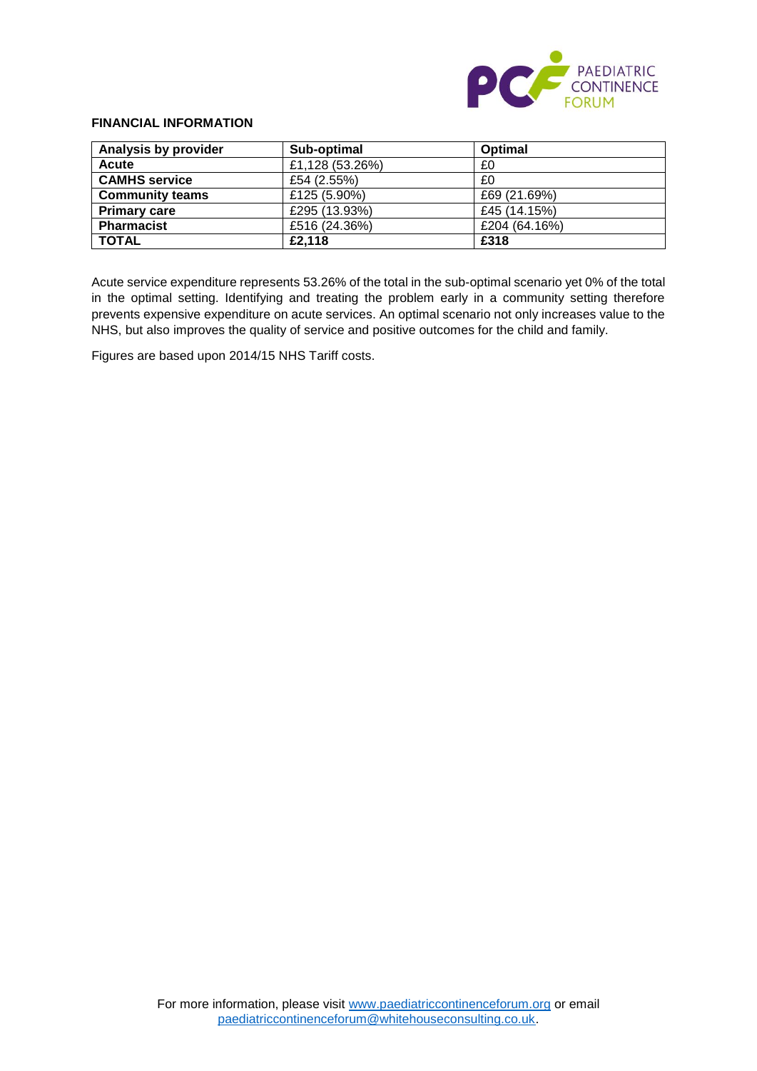**FINANCIAL INFORMATION**

| Analysis by provider | Sub-optimal | Optimal |
| --- | --- | --- |
| **Acute** | £1,128 (53.26%) | £0 |
| **CAMHS service** | £54 (2.55%) | £0 |
| **Community teams** | £125 (5.90%) | £69 (21.69%) |
| **Primary care** | £295 (13.93%) | £45 (14.15%) |
| **Pharmacist** | £516 (24.36%) | £204 (64.16%) |
| **TOTAL** | **£2,118** | **£318** |

Acute service expenditure represents 53.26% of the total in the sub-optimal scenario yet 0% of the total in the optimal setting. Identifying and treating the problem early in a community setting therefore prevents expensive expenditure on acute services. An optimal scenario not only increases value to the NHS, but also improves the quality of service and positive outcomes for the child and family.

Figures are based upon 2014/15 NHS Tariff costs.

For more information, please visit www.paediatriccontinenceforum.org or email paediatriccontinenceforum@whitehouseconsulting.co.uk.